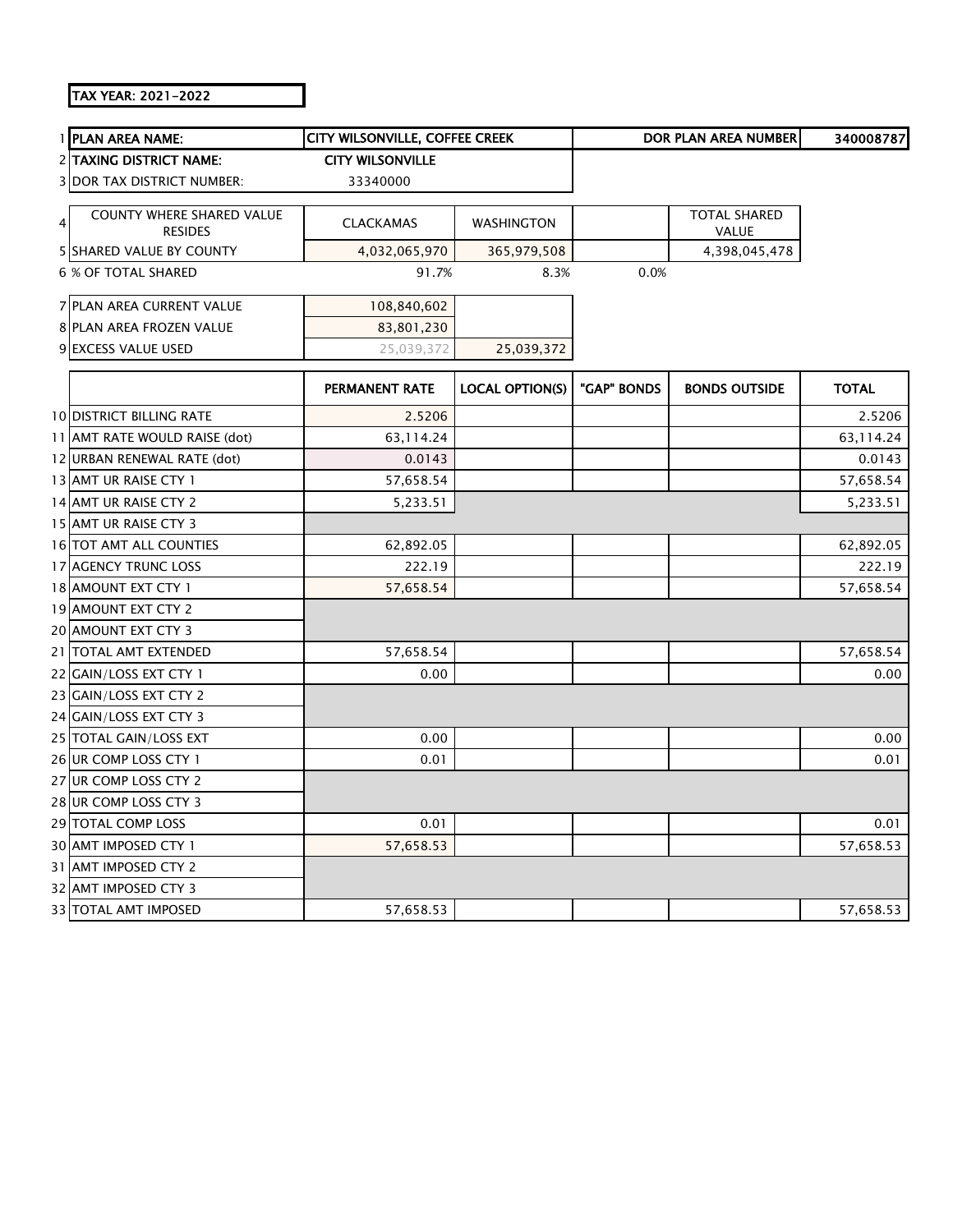**TAX YEAR: 2021-2022**

| | | | | | | |
|---|---|---|---|---|---|---|
| 1 | **PLAN AREA NAME:** | **CITY WILSONVILLE, COFFEE CREEK** | | | **DOR PLAN AREA NUMBER** | **340008787** |
| 2 | **TAXING DISTRICT NAME:** | **CITY WILSONVILLE** | | | | |
| 3 | DOR TAX DISTRICT NUMBER: | 33340000 | | | | |
| 4 | COUNTY WHERE SHARED VALUE RESIDES | CLACKAMAS | WASHINGTON | | TOTAL SHARED VALUE | |
| 5 | SHARED VALUE BY COUNTY | 4,032,065,970 | 365,979,508 | | 4,398,045,478 | |
| 6 | % OF TOTAL SHARED | 91.7% | 8.3% | 0.0% | | |
| 7 | PLAN AREA CURRENT VALUE | 108,840,602 | | | | |
| 8 | PLAN AREA FROZEN VALUE | 83,801,230 | | | | |
| 9 | EXCESS VALUE USED | 25,039,372 | 25,039,372 | | | |

| | | PERMANENT RATE | LOCAL OPTION(S) | "GAP" BONDS | BONDS OUTSIDE | TOTAL |
|---|---|---|---|---|---|---|
| 10 | DISTRICT BILLING RATE | 2.5206 | | | | 2.5206 |
| 11 | AMT RATE WOULD RAISE (dot) | 63,114.24 | | | | 63,114.24 |
| 12 | URBAN RENEWAL RATE (dot) | 0.0143 | | | | 0.0143 |
| 13 | AMT UR RAISE CTY 1 | 57,658.54 | | | | 57,658.54 |
| 14 | AMT UR RAISE CTY 2 | 5,233.51 | | | | 5,233.51 |
| 15 | AMT UR RAISE CTY 3 | | | | | |
| 16 | TOT AMT ALL COUNTIES | 62,892.05 | | | | 62,892.05 |
| 17 | AGENCY TRUNC LOSS | 222.19 | | | | 222.19 |
| 18 | AMOUNT EXT CTY 1 | 57,658.54 | | | | 57,658.54 |
| 19 | AMOUNT EXT CTY 2 | | | | | |
| 20 | AMOUNT EXT CTY 3 | | | | | |
| 21 | TOTAL AMT EXTENDED | 57,658.54 | | | | 57,658.54 |
| 22 | GAIN/LOSS EXT CTY 1 | 0.00 | | | | 0.00 |
| 23 | GAIN/LOSS EXT CTY 2 | | | | | |
| 24 | GAIN/LOSS EXT CTY 3 | | | | | |
| 25 | TOTAL GAIN/LOSS EXT | 0.00 | | | | 0.00 |
| 26 | UR COMP LOSS CTY 1 | 0.01 | | | | 0.01 |
| 27 | UR COMP LOSS CTY 2 | | | | | |
| 28 | UR COMP LOSS CTY 3 | | | | | |
| 29 | TOTAL COMP LOSS | 0.01 | | | | 0.01 |
| 30 | AMT IMPOSED CTY 1 | 57,658.53 | | | | 57,658.53 |
| 31 | AMT IMPOSED CTY 2 | | | | | |
| 32 | AMT IMPOSED CTY 3 | | | | | |
| 33 | TOTAL AMT IMPOSED | 57,658.53 | | | | 57,658.53 |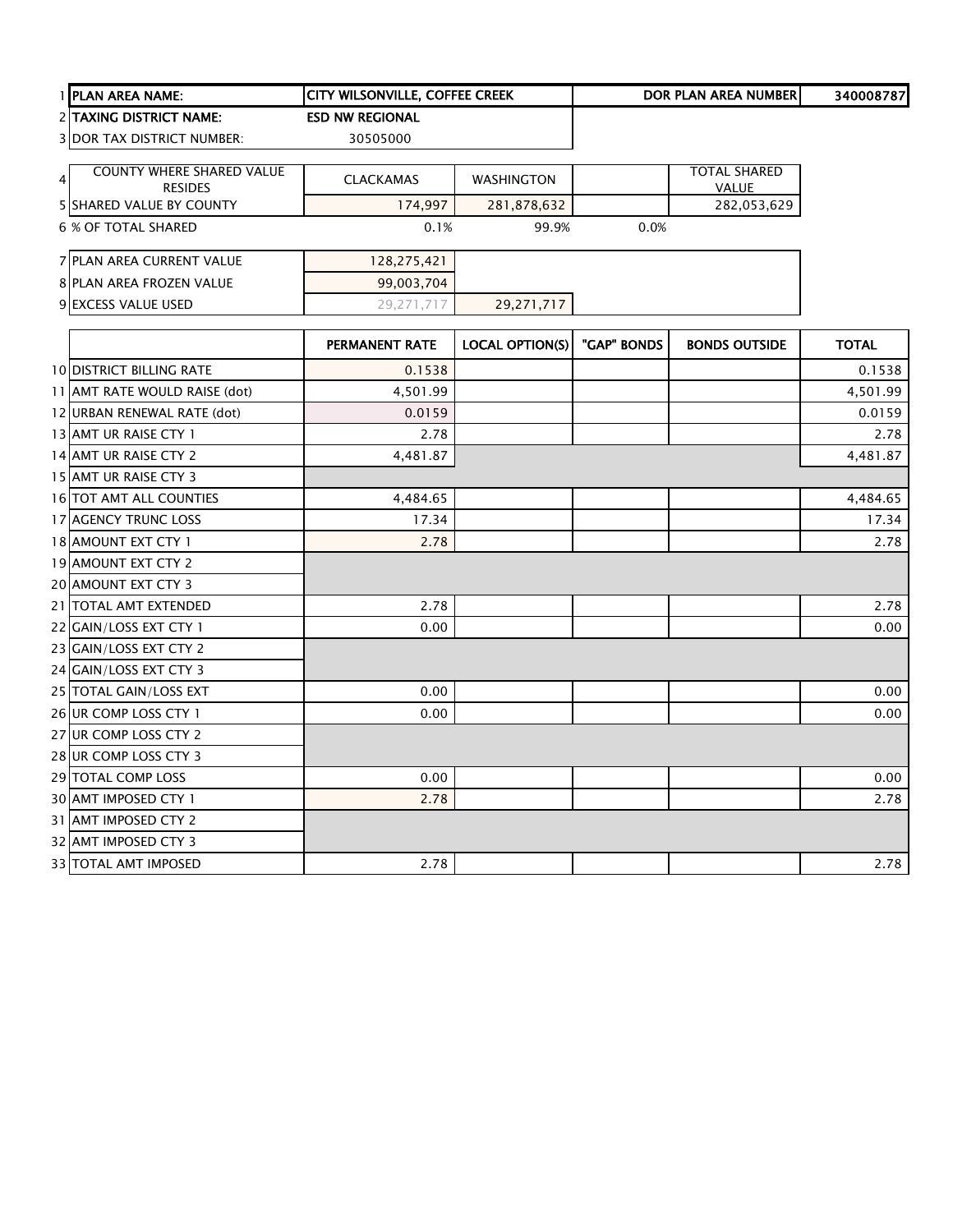| | | | | | |
|---|---|---|---|---|---|
| 1 | PLAN AREA NAME: | CITY WILSONVILLE, COFFEE CREEK | | DOR PLAN AREA NUMBER | 340008787 |
| 2 | TAXING DISTRICT NAME: | ESD NW REGIONAL | | | |
| 3 | DOR TAX DISTRICT NUMBER: | 30505000 | | | |

| | | | | | |
|---|---|---|---|---|---|
| 4 | COUNTY WHERE SHARED VALUE RESIDES | CLACKAMAS | WASHINGTON | | TOTAL SHARED VALUE |
| 5 | SHARED VALUE BY COUNTY | 174,997 | 281,878,632 | | 282,053,629 |
| 6 | % OF TOTAL SHARED | 0.1% | 99.9% | 0.0% | |

| | | | |
|---|---|---|---|
| 7 | PLAN AREA CURRENT VALUE | 128,275,421 | |
| 8 | PLAN AREA FROZEN VALUE | 99,003,704 | |
| 9 | EXCESS VALUE USED | 29,271,717 | 29,271,717 |

| | | PERMANENT RATE | LOCAL OPTION(S) | "GAP" BONDS | BONDS OUTSIDE | TOTAL |
|---|---|---|---|---|---|---|
| 10 | DISTRICT BILLING RATE | 0.1538 | | | | 0.1538 |
| 11 | AMT RATE WOULD RAISE (dot) | 4,501.99 | | | | 4,501.99 |
| 12 | URBAN RENEWAL RATE (dot) | 0.0159 | | | | 0.0159 |
| 13 | AMT UR RAISE CTY 1 | 2.78 | | | | 2.78 |
| 14 | AMT UR RAISE CTY 2 | 4,481.87 | | | | 4,481.87 |
| 15 | AMT UR RAISE CTY 3 | | | | | |
| 16 | TOT AMT ALL COUNTIES | 4,484.65 | | | | 4,484.65 |
| 17 | AGENCY TRUNC LOSS | 17.34 | | | | 17.34 |
| 18 | AMOUNT EXT CTY 1 | 2.78 | | | | 2.78 |
| 19 | AMOUNT EXT CTY 2 | | | | | |
| 20 | AMOUNT EXT CTY 3 | | | | | |
| 21 | TOTAL AMT EXTENDED | 2.78 | | | | 2.78 |
| 22 | GAIN/LOSS EXT CTY 1 | 0.00 | | | | 0.00 |
| 23 | GAIN/LOSS EXT CTY 2 | | | | | |
| 24 | GAIN/LOSS EXT CTY 3 | | | | | |
| 25 | TOTAL GAIN/LOSS EXT | 0.00 | | | | 0.00 |
| 26 | UR COMP LOSS CTY 1 | 0.00 | | | | 0.00 |
| 27 | UR COMP LOSS CTY 2 | | | | | |
| 28 | UR COMP LOSS CTY 3 | | | | | |
| 29 | TOTAL COMP LOSS | 0.00 | | | | 0.00 |
| 30 | AMT IMPOSED CTY 1 | 2.78 | | | | 2.78 |
| 31 | AMT IMPOSED CTY 2 | | | | | |
| 32 | AMT IMPOSED CTY 3 | | | | | |
| 33 | TOTAL AMT IMPOSED | 2.78 | | | | 2.78 |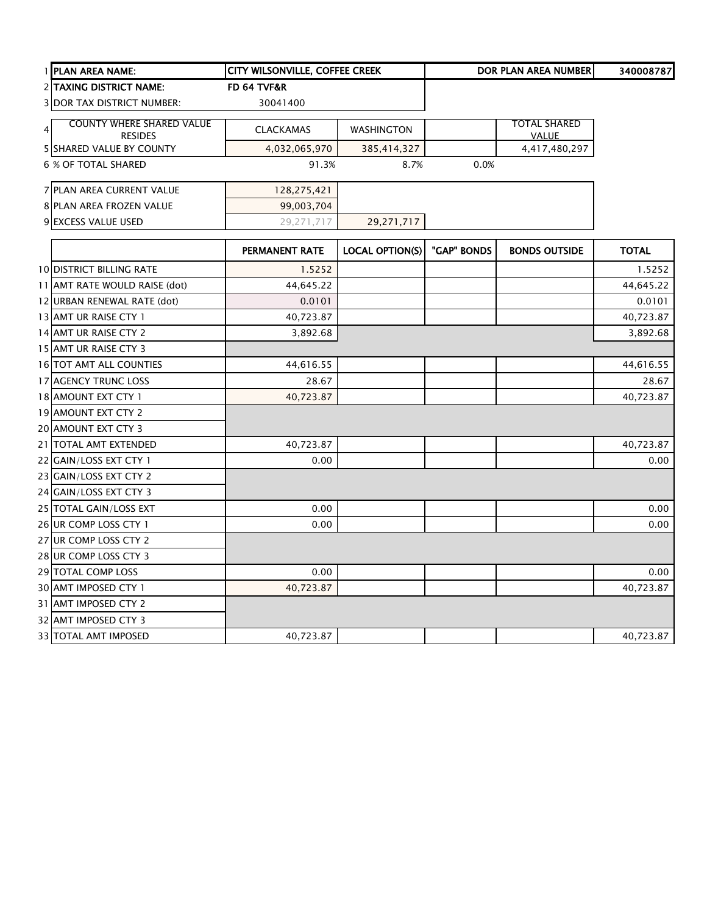| | | | | | | |
|---|---|---|---|---|---|---|
| 1 | **PLAN AREA NAME:** | **CITY WILSONVILLE, COFFEE CREEK** | | | **DOR PLAN AREA NUMBER** | **340008787** |
| 2 | **TAXING DISTRICT NAME:** | **FD 64 TVF&R** | | | | |
| 3 | DOR TAX DISTRICT NUMBER: | 30041400 | | | | |
| 4 | COUNTY WHERE SHARED VALUE RESIDES | CLACKAMAS | WASHINGTON | | TOTAL SHARED VALUE | |
| 5 | SHARED VALUE BY COUNTY | 4,032,065,970 | 385,414,327 | | 4,417,480,297 | |
| 6 | % OF TOTAL SHARED | 91.3% | 8.7% | 0.0% | | |
| 7 | PLAN AREA CURRENT VALUE | 128,275,421 | | | | |
| 8 | PLAN AREA FROZEN VALUE | 99,003,704 | | | | |
| 9 | EXCESS VALUE USED | 29,271,717 | 29,271,717 | | | |

| | | PERMANENT RATE | LOCAL OPTION(S) | "GAP" BONDS | BONDS OUTSIDE | TOTAL |
|---|---|---|---|---|---|---|
| 10 | DISTRICT BILLING RATE | 1.5252 | | | | 1.5252 |
| 11 | AMT RATE WOULD RAISE (dot) | 44,645.22 | | | | 44,645.22 |
| 12 | URBAN RENEWAL RATE (dot) | 0.0101 | | | | 0.0101 |
| 13 | AMT UR RAISE CTY 1 | 40,723.87 | | | | 40,723.87 |
| 14 | AMT UR RAISE CTY 2 | 3,892.68 | | | | 3,892.68 |
| 15 | AMT UR RAISE CTY 3 | | | | | |
| 16 | TOT AMT ALL COUNTIES | 44,616.55 | | | | 44,616.55 |
| 17 | AGENCY TRUNC LOSS | 28.67 | | | | 28.67 |
| 18 | AMOUNT EXT CTY 1 | 40,723.87 | | | | 40,723.87 |
| 19 | AMOUNT EXT CTY 2 | | | | | |
| 20 | AMOUNT EXT CTY 3 | | | | | |
| 21 | TOTAL AMT EXTENDED | 40,723.87 | | | | 40,723.87 |
| 22 | GAIN/LOSS EXT CTY 1 | 0.00 | | | | 0.00 |
| 23 | GAIN/LOSS EXT CTY 2 | | | | | |
| 24 | GAIN/LOSS EXT CTY 3 | | | | | |
| 25 | TOTAL GAIN/LOSS EXT | 0.00 | | | | 0.00 |
| 26 | UR COMP LOSS CTY 1 | 0.00 | | | | 0.00 |
| 27 | UR COMP LOSS CTY 2 | | | | | |
| 28 | UR COMP LOSS CTY 3 | | | | | |
| 29 | TOTAL COMP LOSS | 0.00 | | | | 0.00 |
| 30 | AMT IMPOSED CTY 1 | 40,723.87 | | | | 40,723.87 |
| 31 | AMT IMPOSED CTY 2 | | | | | |
| 32 | AMT IMPOSED CTY 3 | | | | | |
| 33 | TOTAL AMT IMPOSED | 40,723.87 | | | | 40,723.87 |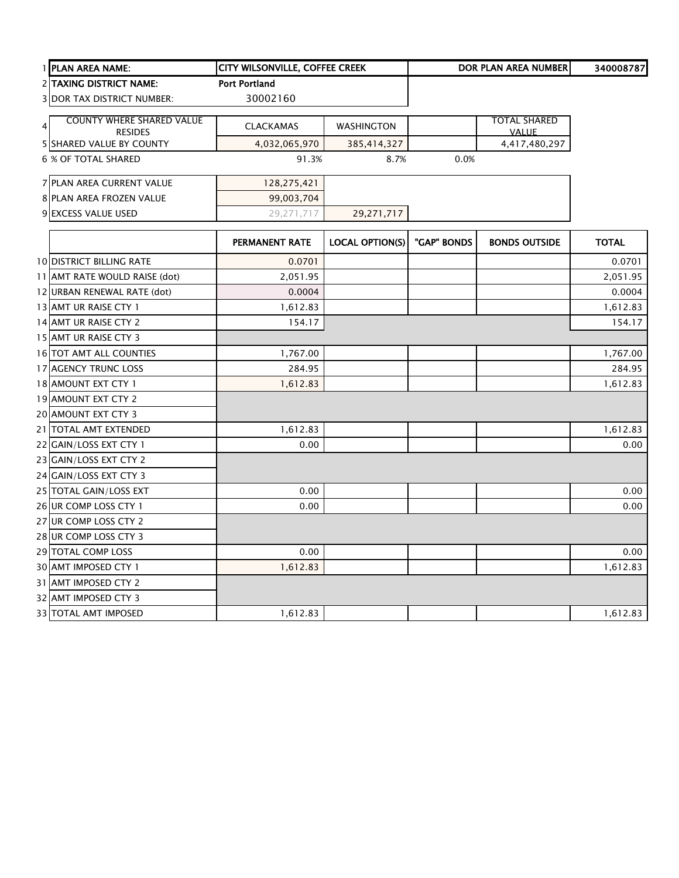| | | | | | | |
|---|---|---|---|---|---|---|
| 1 | **PLAN AREA NAME:** | **CITY WILSONVILLE, COFFEE CREEK** | | | **DOR PLAN AREA NUMBER** | **340008787** |
| 2 | **TAXING DISTRICT NAME:** | **Port Portland** | | | | |
| 3 | DOR TAX DISTRICT NUMBER: | 30002160 | | | | |
| 4 | COUNTY WHERE SHARED VALUE RESIDES | CLACKAMAS | WASHINGTON | | TOTAL SHARED VALUE | |
| 5 | SHARED VALUE BY COUNTY | 4,032,065,970 | 385,414,327 | | 4,417,480,297 | |
| 6 | % OF TOTAL SHARED | 91.3% | 8.7% | 0.0% | | |
| 7 | PLAN AREA CURRENT VALUE | 128,275,421 | | | | |
| 8 | PLAN AREA FROZEN VALUE | 99,003,704 | | | | |
| 9 | EXCESS VALUE USED | 29,271,717 | 29,271,717 | | | |

| | | PERMANENT RATE | LOCAL OPTION(S) | "GAP" BONDS | BONDS OUTSIDE | TOTAL |
|---|---|---|---|---|---|---|
| 10 | DISTRICT BILLING RATE | 0.0701 | | | | 0.0701 |
| 11 | AMT RATE WOULD RAISE (dot) | 2,051.95 | | | | 2,051.95 |
| 12 | URBAN RENEWAL RATE (dot) | 0.0004 | | | | 0.0004 |
| 13 | AMT UR RAISE CTY 1 | 1,612.83 | | | | 1,612.83 |
| 14 | AMT UR RAISE CTY 2 | 154.17 | | | | 154.17 |
| 15 | AMT UR RAISE CTY 3 | | | | | |
| 16 | TOT AMT ALL COUNTIES | 1,767.00 | | | | 1,767.00 |
| 17 | AGENCY TRUNC LOSS | 284.95 | | | | 284.95 |
| 18 | AMOUNT EXT CTY 1 | 1,612.83 | | | | 1,612.83 |
| 19 | AMOUNT EXT CTY 2 | | | | | |
| 20 | AMOUNT EXT CTY 3 | | | | | |
| 21 | TOTAL AMT EXTENDED | 1,612.83 | | | | 1,612.83 |
| 22 | GAIN/LOSS EXT CTY 1 | 0.00 | | | | 0.00 |
| 23 | GAIN/LOSS EXT CTY 2 | | | | | |
| 24 | GAIN/LOSS EXT CTY 3 | | | | | |
| 25 | TOTAL GAIN/LOSS EXT | 0.00 | | | | 0.00 |
| 26 | UR COMP LOSS CTY 1 | 0.00 | | | | 0.00 |
| 27 | UR COMP LOSS CTY 2 | | | | | |
| 28 | UR COMP LOSS CTY 3 | | | | | |
| 29 | TOTAL COMP LOSS | 0.00 | | | | 0.00 |
| 30 | AMT IMPOSED CTY 1 | 1,612.83 | | | | 1,612.83 |
| 31 | AMT IMPOSED CTY 2 | | | | | |
| 32 | AMT IMPOSED CTY 3 | | | | | |
| 33 | TOTAL AMT IMPOSED | 1,612.83 | | | | 1,612.83 |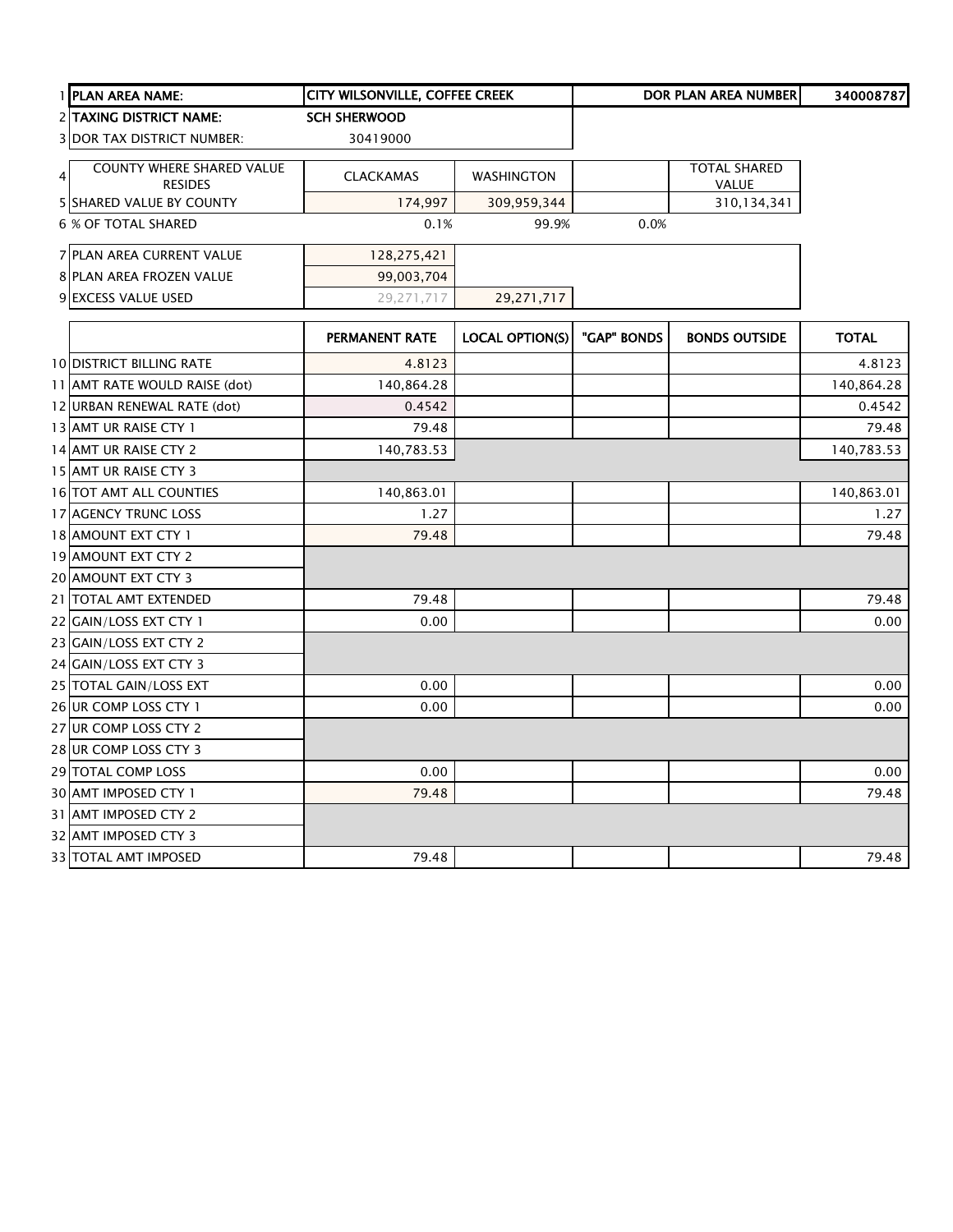| | | | | | | |
|---|---|---|---|---|---|---|
| 1 | **PLAN AREA NAME:** | **CITY WILSONVILLE, COFFEE CREEK** | | | **DOR PLAN AREA NUMBER** | **340008787** |
| 2 | **TAXING DISTRICT NAME:** | **SCH SHERWOOD** | | | | |
| 3 | DOR TAX DISTRICT NUMBER: | 30419000 | | | | |
| 4 | COUNTY WHERE SHARED VALUE RESIDES | CLACKAMAS | WASHINGTON | | TOTAL SHARED VALUE | |
| 5 | SHARED VALUE BY COUNTY | 174,997 | 309,959,344 | | 310,134,341 | |
| 6 | % OF TOTAL SHARED | 0.1% | 99.9% | 0.0% | | |
| 7 | PLAN AREA CURRENT VALUE | 128,275,421 | | | | |
| 8 | PLAN AREA FROZEN VALUE | 99,003,704 | | | | |
| 9 | EXCESS VALUE USED | 29,271,717 | 29,271,717 | | | |

| | | PERMANENT RATE | LOCAL OPTION(S) | "GAP" BONDS | BONDS OUTSIDE | TOTAL |
|---|---|---|---|---|---|---|
| 10 | DISTRICT BILLING RATE | 4.8123 | | | | 4.8123 |
| 11 | AMT RATE WOULD RAISE (dot) | 140,864.28 | | | | 140,864.28 |
| 12 | URBAN RENEWAL RATE (dot) | 0.4542 | | | | 0.4542 |
| 13 | AMT UR RAISE CTY 1 | 79.48 | | | | 79.48 |
| 14 | AMT UR RAISE CTY 2 | 140,783.53 | | | | 140,783.53 |
| 15 | AMT UR RAISE CTY 3 | | | | | |
| 16 | TOT AMT ALL COUNTIES | 140,863.01 | | | | 140,863.01 |
| 17 | AGENCY TRUNC LOSS | 1.27 | | | | 1.27 |
| 18 | AMOUNT EXT CTY 1 | 79.48 | | | | 79.48 |
| 19 | AMOUNT EXT CTY 2 | | | | | |
| 20 | AMOUNT EXT CTY 3 | | | | | |
| 21 | TOTAL AMT EXTENDED | 79.48 | | | | 79.48 |
| 22 | GAIN/LOSS EXT CTY 1 | 0.00 | | | | 0.00 |
| 23 | GAIN/LOSS EXT CTY 2 | | | | | |
| 24 | GAIN/LOSS EXT CTY 3 | | | | | |
| 25 | TOTAL GAIN/LOSS EXT | 0.00 | | | | 0.00 |
| 26 | UR COMP LOSS CTY 1 | 0.00 | | | | 0.00 |
| 27 | UR COMP LOSS CTY 2 | | | | | |
| 28 | UR COMP LOSS CTY 3 | | | | | |
| 29 | TOTAL COMP LOSS | 0.00 | | | | 0.00 |
| 30 | AMT IMPOSED CTY 1 | 79.48 | | | | 79.48 |
| 31 | AMT IMPOSED CTY 2 | | | | | |
| 32 | AMT IMPOSED CTY 3 | | | | | |
| 33 | TOTAL AMT IMPOSED | 79.48 | | | | 79.48 |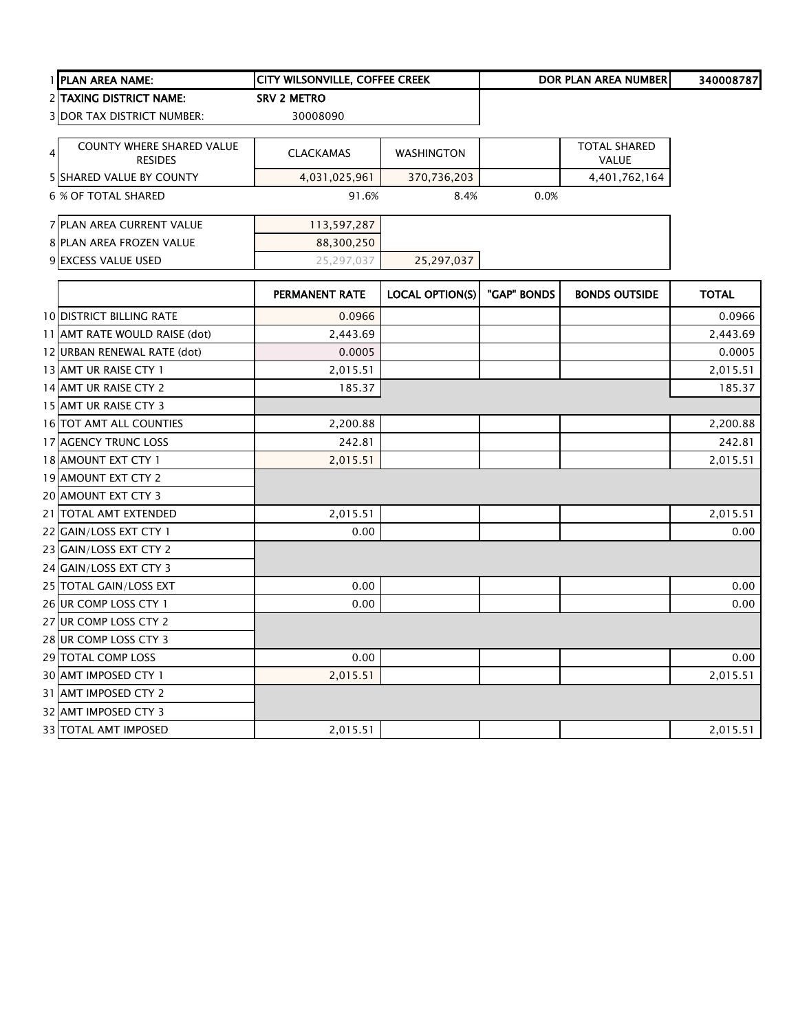| | | | | | |
|---|---|---|---|---|---|
| 1 PLAN AREA NAME: | CITY WILSONVILLE, COFFEE CREEK | | DOR PLAN AREA NUMBER | | 340008787 |
| 2 TAXING DISTRICT NAME: | SRV 2 METRO | | | | |
| 3 DOR TAX DISTRICT NUMBER: | 30008090 | | | | |

| | | | | |
|---|---|---|---|---|
| 4 COUNTY WHERE SHARED VALUE RESIDES | CLACKAMAS | WASHINGTON | | TOTAL SHARED VALUE |
| 5 SHARED VALUE BY COUNTY | 4,031,025,961 | 370,736,203 | | 4,401,762,164 |
| 6 % OF TOTAL SHARED | 91.6% | 8.4% | 0.0% | |

| | | |
|---|---|---|
| 7 PLAN AREA CURRENT VALUE | 113,597,287 | |
| 8 PLAN AREA FROZEN VALUE | 88,300,250 | |
| 9 EXCESS VALUE USED | 25,297,037 | 25,297,037 |

| | PERMANENT RATE | LOCAL OPTION(S) | "GAP" BONDS | BONDS OUTSIDE | TOTAL |
|---|---|---|---|---|---|
| 10 DISTRICT BILLING RATE | 0.0966 | | | | 0.0966 |
| 11 AMT RATE WOULD RAISE (dot) | 2,443.69 | | | | 2,443.69 |
| 12 URBAN RENEWAL RATE (dot) | 0.0005 | | | | 0.0005 |
| 13 AMT UR RAISE CTY 1 | 2,015.51 | | | | 2,015.51 |
| 14 AMT UR RAISE CTY 2 | 185.37 | | | | 185.37 |
| 15 AMT UR RAISE CTY 3 | | | | | |
| 16 TOT AMT ALL COUNTIES | 2,200.88 | | | | 2,200.88 |
| 17 AGENCY TRUNC LOSS | 242.81 | | | | 242.81 |
| 18 AMOUNT EXT CTY 1 | 2,015.51 | | | | 2,015.51 |
| 19 AMOUNT EXT CTY 2 | | | | | |
| 20 AMOUNT EXT CTY 3 | | | | | |
| 21 TOTAL AMT EXTENDED | 2,015.51 | | | | 2,015.51 |
| 22 GAIN/LOSS EXT CTY 1 | 0.00 | | | | 0.00 |
| 23 GAIN/LOSS EXT CTY 2 | | | | | |
| 24 GAIN/LOSS EXT CTY 3 | | | | | |
| 25 TOTAL GAIN/LOSS EXT | 0.00 | | | | 0.00 |
| 26 UR COMP LOSS CTY 1 | 0.00 | | | | 0.00 |
| 27 UR COMP LOSS CTY 2 | | | | | |
| 28 UR COMP LOSS CTY 3 | | | | | |
| 29 TOTAL COMP LOSS | 0.00 | | | | 0.00 |
| 30 AMT IMPOSED CTY 1 | 2,015.51 | | | | 2,015.51 |
| 31 AMT IMPOSED CTY 2 | | | | | |
| 32 AMT IMPOSED CTY 3 | | | | | |
| 33 TOTAL AMT IMPOSED | 2,015.51 | | | | 2,015.51 |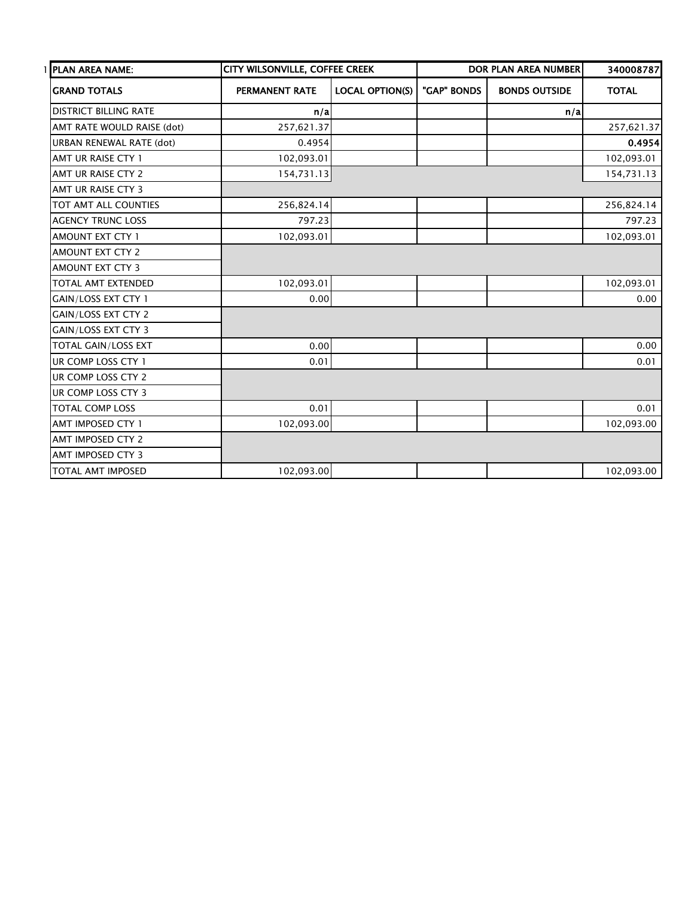| PLAN AREA NAME: | CITY WILSONVILLE, COFFEE CREEK | | | DOR PLAN AREA NUMBER | 340008787 |
|---|---|---|---|---|---|
| GRAND TOTALS | PERMANENT RATE | LOCAL OPTION(S) | "GAP" BONDS | BONDS OUTSIDE | TOTAL |
| DISTRICT BILLING RATE | n/a | | | n/a | |
| AMT RATE WOULD RAISE (dot) | 257,621.37 | | | | 257,621.37 |
| URBAN RENEWAL RATE (dot) | 0.4954 | | | | **0.4954** |
| AMT UR RAISE CTY 1 | 102,093.01 | | | | 102,093.01 |
| AMT UR RAISE CTY 2 | 154,731.13 | | | | 154,731.13 |
| AMT UR RAISE CTY 3 | | | | | |
| TOT AMT ALL COUNTIES | 256,824.14 | | | | 256,824.14 |
| AGENCY TRUNC LOSS | 797.23 | | | | 797.23 |
| AMOUNT EXT CTY 1 | 102,093.01 | | | | 102,093.01 |
| AMOUNT EXT CTY 2 | | | | | |
| AMOUNT EXT CTY 3 | | | | | |
| TOTAL AMT EXTENDED | 102,093.01 | | | | 102,093.01 |
| GAIN/LOSS EXT CTY 1 | 0.00 | | | | 0.00 |
| GAIN/LOSS EXT CTY 2 | | | | | |
| GAIN/LOSS EXT CTY 3 | | | | | |
| TOTAL GAIN/LOSS EXT | 0.00 | | | | 0.00 |
| UR COMP LOSS CTY 1 | 0.01 | | | | 0.01 |
| UR COMP LOSS CTY 2 | | | | | |
| UR COMP LOSS CTY 3 | | | | | |
| TOTAL COMP LOSS | 0.01 | | | | 0.01 |
| AMT IMPOSED CTY 1 | 102,093.00 | | | | 102,093.00 |
| AMT IMPOSED CTY 2 | | | | | |
| AMT IMPOSED CTY 3 | | | | | |
| TOTAL AMT IMPOSED | 102,093.00 | | | | 102,093.00 |